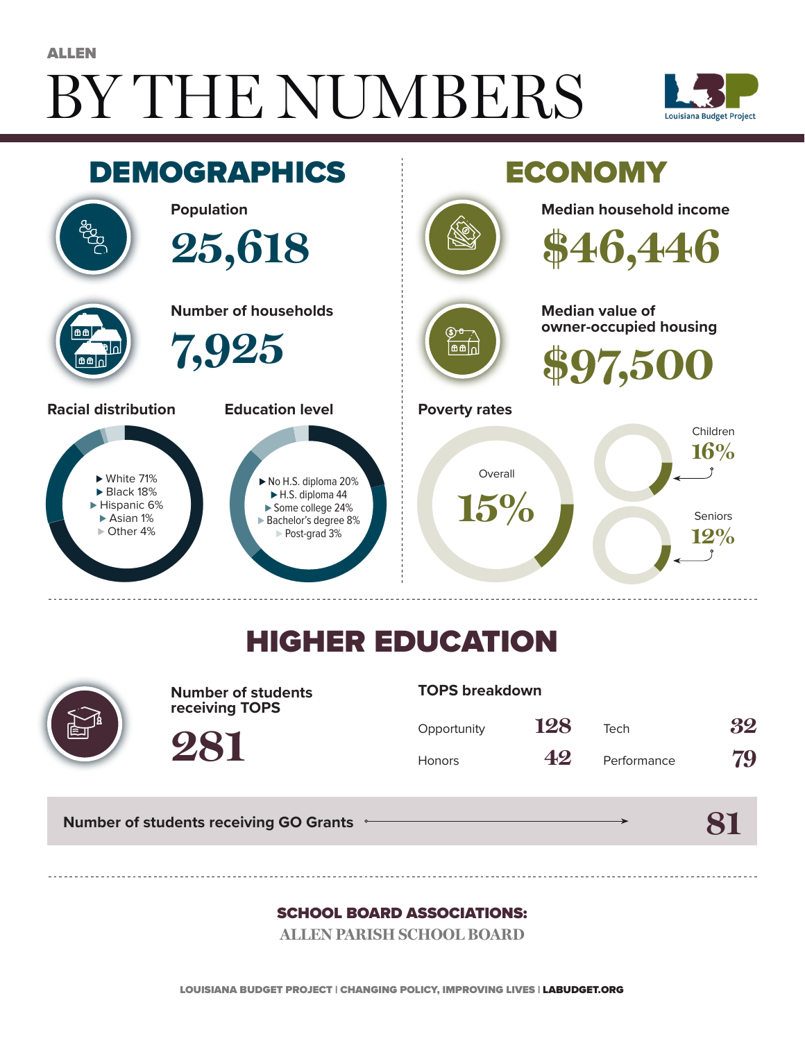ALLEN

# BY THE NUMBERS

Louisiana Budget Project

## DEMOGRAPHICS

**Population**

25,618

**Number of households**

7,925

**Racial distribution**

- White 71%
- Black 18%
- Hispanic 6%
- Asian 1%
- Other 4%

**Education level**

- No H.S. diploma 20%
- H.S. diploma 44
- Some college 24%
- Bachelor's degree 8%
- Post-grad 3%

## ECONOMY

**Median household income**

$46,446

**Median value of owner-occupied housing**

$97,500

**Poverty rates**

Overall 15%

Children 16%

Seniors 12%

## HIGHER EDUCATION

**Number of students receiving TOPS**

281

**TOPS breakdown**

| | | | |
|---|---|---|---|
| Opportunity | 128 | Tech | 32 |
| Honors | 42 | Performance | 79 |

**Number of students receiving GO Grants** 81

**SCHOOL BOARD ASSOCIATIONS:**

ALLEN PARISH SCHOOL BOARD

LOUISIANA BUDGET PROJECT | CHANGING POLICY, IMPROVING LIVES | LABUDGET.ORG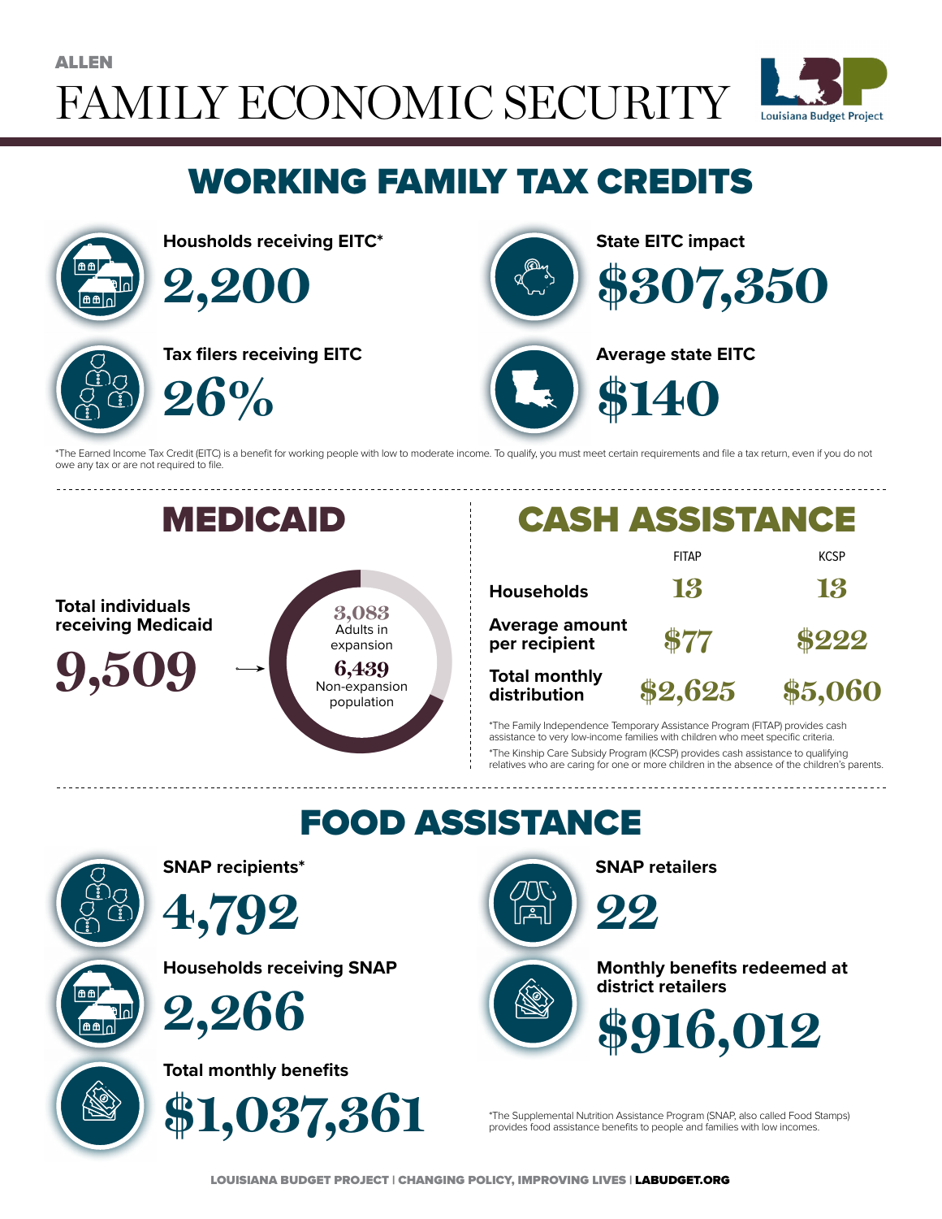ALLEN

# FAMILY ECONOMIC SECURITY

Louisiana Budget Project

## WORKING FAMILY TAX CREDITS

**Households receiving EITC***

**2,200**

**State EITC impact**

**$307,350**

**Tax filers receiving EITC**

**26%**

**Average state EITC**

**$140**

*The Earned Income Tax Credit (EITC) is a benefit for working people with low to moderate income. To qualify, you must meet certain requirements and file a tax return, even if you do not owe any tax or are not required to file.

## MEDICAID

**Total individuals receiving Medicaid**

**9,509**

3,083 Adults in expansion

6,439 Non-expansion population

## CASH ASSISTANCE

| | FITAP | KCSP |
|---|---|---|
| **Households** | 13 | 13 |
| **Average amount per recipient** | $77 | $222 |
| **Total monthly distribution** | $2,625 | $5,060 |

*The Family Independence Temporary Assistance Program (FITAP) provides cash assistance to very low-income families with children who meet specific criteria.

*The Kinship Care Subsidy Program (KCSP) provides cash assistance to qualifying relatives who are caring for one or more children in the absence of the children's parents.

## FOOD ASSISTANCE

**SNAP recipients***

**4,792**

**Households receiving SNAP**

**2,266**

**Total monthly benefits**

**$1,037,361**

**SNAP retailers**

**22**

**Monthly benefits redeemed at district retailers**

**$916,012**

*The Supplemental Nutrition Assistance Program (SNAP, also called Food Stamps) provides food assistance benefits to people and families with low incomes.

LOUISIANA BUDGET PROJECT | CHANGING POLICY, IMPROVING LIVES | LABUDGET.ORG